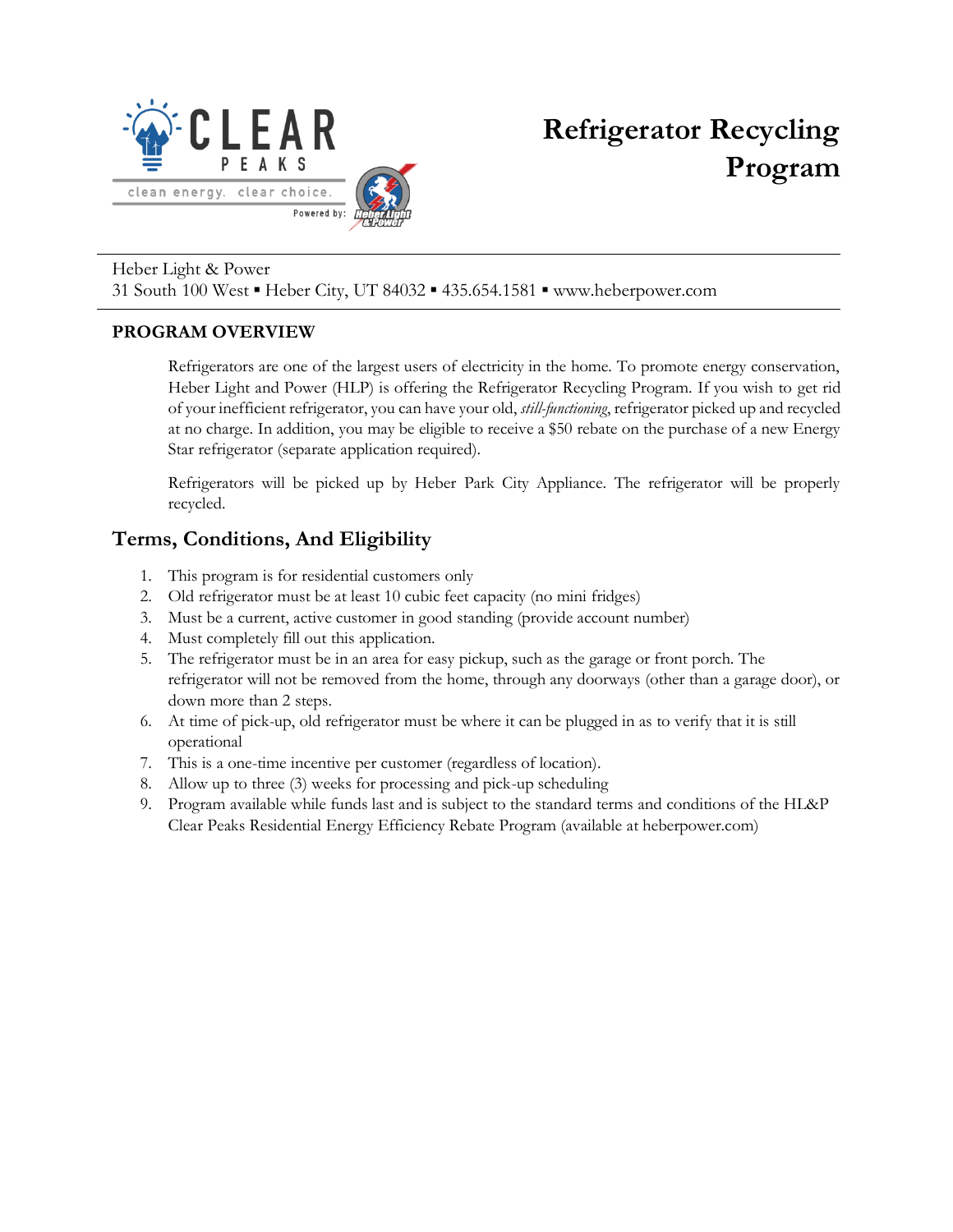# Refrigerator Recycling Program

Heber Light & Power
31 South 100 West ▪ Heber City, UT 84032 ▪ 435.654.1581 ▪ www.heberpower.com

**PROGRAM OVERVIEW**

Refrigerators are one of the largest users of electricity in the home. To promote energy conservation, Heber Light and Power (HLP) is offering the Refrigerator Recycling Program. If you wish to get rid of your inefficient refrigerator, you can have your old, *still-functioning*, refrigerator picked up and recycled at no charge. In addition, you may be eligible to receive a $50 rebate on the purchase of a new Energy Star refrigerator (separate application required).

Refrigerators will be picked up by Heber Park City Appliance. The refrigerator will be properly recycled.

## Terms, Conditions, And Eligibility

1. This program is for residential customers only
2. Old refrigerator must be at least 10 cubic feet capacity (no mini fridges)
3. Must be a current, active customer in good standing (provide account number)
4. Must completely fill out this application.
5. The refrigerator must be in an area for easy pickup, such as the garage or front porch. The refrigerator will not be removed from the home, through any doorways (other than a garage door), or down more than 2 steps.
6. At time of pick-up, old refrigerator must be where it can be plugged in as to verify that it is still operational
7. This is a one-time incentive per customer (regardless of location).
8. Allow up to three (3) weeks for processing and pick-up scheduling
9. Program available while funds last and is subject to the standard terms and conditions of the HL&P Clear Peaks Residential Energy Efficiency Rebate Program (available at heberpower.com)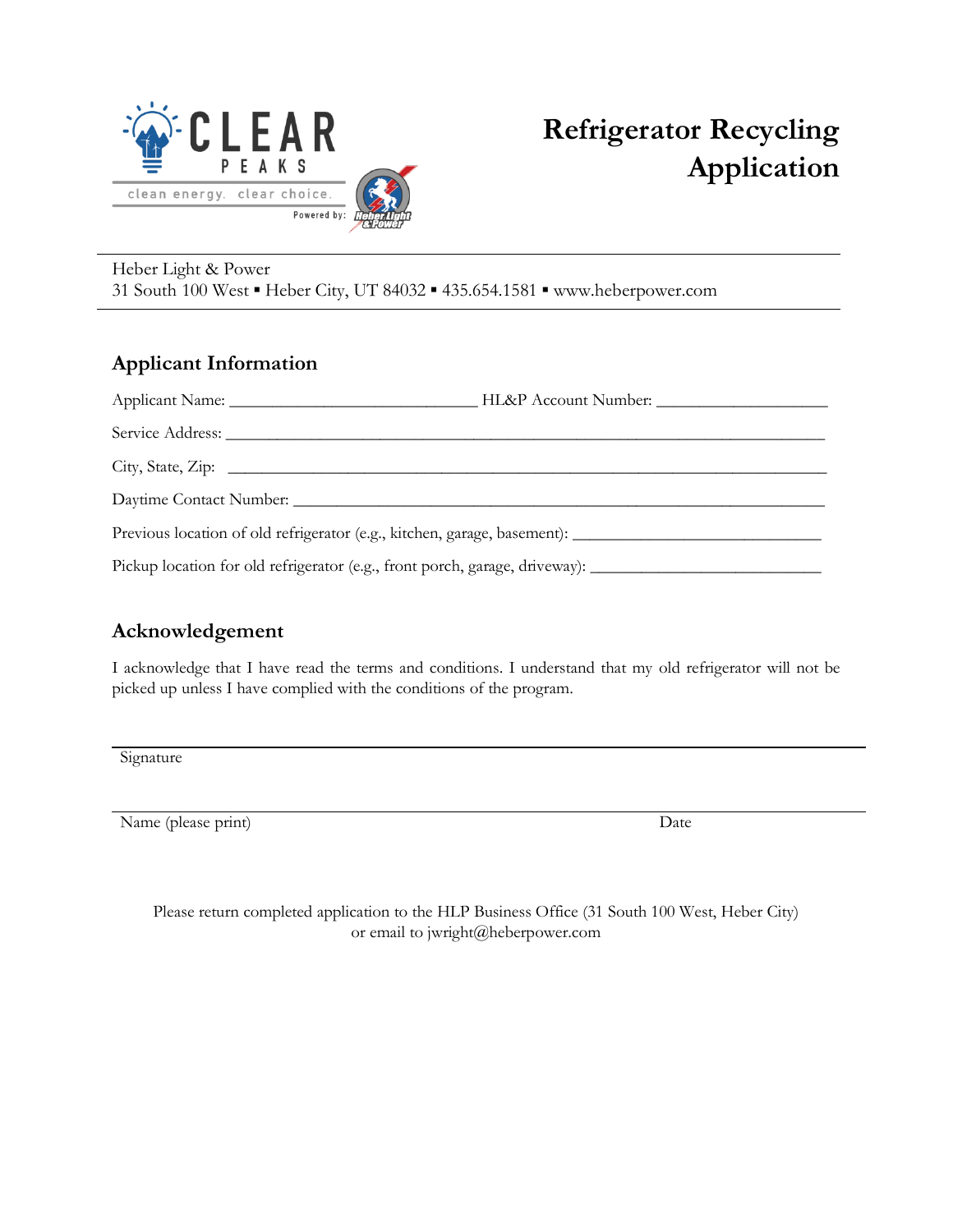CLEAR PEAKS

clean energy. clear choice.

Powered by: Heber Light & Power

# Refrigerator Recycling Application

Heber Light & Power
31 South 100 West ▪ Heber City, UT 84032 ▪ 435.654.1581 ▪ www.heberpower.com

## Applicant Information

Applicant Name: ______________________________ HL&P Account Number: ____________________

Service Address: ________________________________________________________________________

City, State, Zip: ________________________________________________________________________

Daytime Contact Number: _________________________________________________________________

Previous location of old refrigerator (e.g., kitchen, garage, basement): ______________________________

Pickup location for old refrigerator (e.g., front porch, garage, driveway): ___________________________

## Acknowledgement

I acknowledge that I have read the terms and conditions. I understand that my old refrigerator will not be picked up unless I have complied with the conditions of the program.

_______________________________________________
Signature

_______________________________________________
Name (please print) Date

Please return completed application to the HLP Business Office (31 South 100 West, Heber City) or email to jwright@heberpower.com